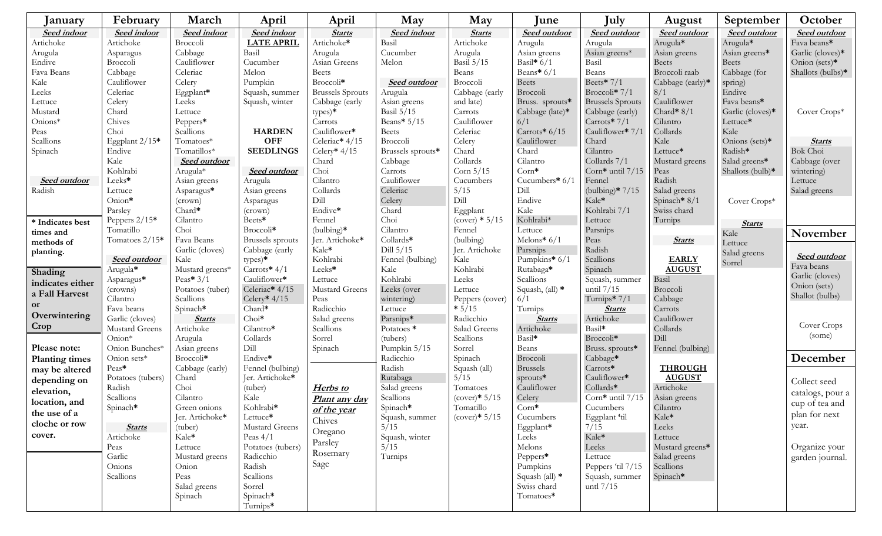## January

***Seed indoor***

- Artichoke
- Arugula
- Endive
- Fava Beans
- Kale
- Leeks
- Lettuce
- Mustard
- Onions*
- Peas
- Scallions
- Spinach

***Seed outdoor***

- Radish

**\* Indicates best times and methods of planting.**

**Shading indicates either a Fall Harvest or Overwintering Crop**

**Please note: Planting times may be altered depending on elevation, location, and the use of a cloche or row cover.**

## February

***Seed indoor***

- Artichoke
- Asparagus
- Broccoli
- Cabbage
- Cauliflower
- Celeriac
- Celery
- Chard
- Chives
- Choi
- Eggplant 2/15*
- Endive
- Kale
- Kohlrabi
- Leeks*
- Lettuce
- Onion*
- Parsley
- Peppers 2/15*
- Tomatillo
- Tomatoes 2/15*

***Seed outdoor***

- Arugula*
- Asparagus* (crowns)
- Cilantro
- Fava beans
- Garlic (cloves)
- Mustard Greens
- Onion*
- Onion Bunches*
- Onion sets*
- Peas*
- Potatoes (tubers)
- Radish
- Scallions
- Spinach*

***Starts***

- Artichoke
- Peas
- Garlic
- Onions
- Scallions

## March

***Seed indoor***

- Broccoli
- Cabbage
- Cauliflower
- Celeriac
- Celery
- Eggplant*
- Leeks
- Lettuce
- Peppers*
- Scallions
- Tomatoes*
- Tomatillos*

***Seed outdoor***

- Arugula*
- Asian greens
- Asparagus* (crown)
- Chard*
- Cilantro
- Choi
- Fava Beans
- Garlic (cloves)
- Kale
- Mustard greens*
- Peas* 3/1
- Potatoes (tuber)
- Scallions
- Spinach*

***Starts***

- Artichoke
- Arugula
- Asian greens
- Broccoli*
- Cabbage (early)
- Chard
- Choi
- Cilantro
- Green onions
- Jer. Artichoke* (tuber)
- Kale*
- Lettuce
- Mustard greens
- Onion
- Peas
- Salad greens
- Spinach

## April

***Seed indoor***

**LATE APRIL**

- Basil
- Cucumber
- Melon
- Pumpkin
- Squash, summer
- Squash, winter

**HARDEN OFF SEEDLINGS**

***Seed outdoor***

- Arugula
- Asian greens
- Asparagus (crown)
- Beets*
- Broccoli*
- Brussels sprouts
- Cabbage (early types)*
- Carrots* 4/1
- Cauliflower*
- Celeriac* 4/15
- Celery* 4/15
- Chard*
- Choi*
- Cilantro*
- Collards
- Dill
- Endive*
- Fennel (bulbing)
- Jer. Artichoke* (tuber)
- Kale
- Kohlrabi*
- Lettuce*
- Mustard Greens
- Peas 4/1
- Potatoes (tubers)
- Radicchio
- Radish
- Scallions
- Sorrel
- Spinach*
- Turnips*

## April

***Starts***

- Artichoke*
- Arugula
- Asian Greens
- Beets
- Broccoli*
- Brussels Sprouts
- Cabbage (early types)*
- Carrots
- Cauliflower*
- Celeriac* 4/15
- Celery* 4/15
- Chard
- Choi
- Cilantro
- Collards
- Dill
- Endive*
- Fennel (bulbing)*
- Jer. Artichoke*
- Kale*
- Kohlrabi
- Leeks*
- Lettuce
- Mustard Greens
- Peas
- Radicchio
- Salad greens
- Scallions
- Sorrel
- Spinach

***Herbs to Plant any day of the year***

- Chives
- Oregano
- Parsley
- Rosemary
- Sage

## May

***Seed indoor***

- Basil
- Cucumber
- Melon

***Seed outdoor***

- Arugula
- Asian greens
- Basil 5/15
- Beans* 5/15
- Beets
- Broccoli
- Brussels sprouts*
- Cabbage
- Carrots
- Cauliflower
- Celeriac
- Celery
- Chard
- Choi
- Cilantro
- Collards*
- Dill 5/15
- Fennel (bulbing)
- Kale
- Kohlrabi
- Leeks (over wintering)
- Lettuce
- Parsnips*
- Potatoes * (tubers)
- Pumpkin 5/15
- Radicchio
- Radish
- Rutabaga
- Salad greens
- Scallions
- Spinach*
- Squash, summer 5/15
- Squash, winter 5/15
- Turnips

## May

***Starts***

- Artichoke
- Arugula
- Basil 5/15
- Beans
- Broccoli
- Cabbage (early and late)
- Carrots
- Cauliflower
- Celeriac
- Celery
- Chard
- Collards
- Corn 5/15
- Cucumbers 5/15
- Dill
- Eggplant (cover) * 5/15
- Fennel (bulbing)
- Jer. Artichoke
- Kale
- Kohlrabi
- Leeks
- Lettuce
- Peppers (cover) * 5/15
- Radicchio
- Salad Greens
- Scallions
- Sorrel
- Spinach
- Squash (all) 5/15
- Tomatoes (cover)* 5/15
- Tomatillo (cover)* 5/15

## June

***Seed outdoor***

- Arugula
- Asian greens
- Basil* 6/1
- Beans* 6/1
- Beets
- Broccoli
- Bruss. sprouts*
- Cabbage (late)* 6/1
- Carrots* 6/15
- Cauliflower
- Chard
- Cilantro
- Corn*
- Cucumbers* 6/1
- Dill
- Endive
- Kale
- Kohlrabi*
- Lettuce
- Melons* 6/1
- Parsnips
- Pumpkins* 6/1
- Rutabaga*
- Scallions
- Squash, (all) * 6/1
- Turnips

***Starts***

- Artichoke
- Basil*
- Beans
- Broccoli
- Brussels sprouts*
- Cauliflower
- Celery
- Corn*
- Cucumbers
- Eggplant*
- Leeks
- Melons
- Peppers*
- Pumpkins
- Squash (all) *
- Swiss chard
- Tomatoes*

## July

***Seed outdoor***

- Arugula
- Asian greens*
- Basil
- Beans
- Beets* 7/1
- Broccoli* 7/1
- Brussels Sprouts
- Cabbage (early)
- Carrots* 7/1
- Cauliflower* 7/1
- Chard
- Cilantro
- Collards 7/1
- Corn* until 7/15
- Fennel (bulbing)* 7/15
- Kale*
- Kohlrabi 7/1
- Lettuce
- Parsnips
- Peas
- Radish
- Scallions
- Spinach
- Squash, summer until 7/15
- Turnips* 7/1

***Starts***

- Artichoke
- Basil*
- Broccoli*
- Bruss. sprouts*
- Cabbage*
- Carrots*
- Cauliflower*
- Collards*
- Corn* until 7/15
- Cucumbers
- Eggplant 'til 7/15
- Kale*
- Leeks
- Lettuce
- Peppers 'til 7/15
- Squash, summer untl 7/15

## August

***Seed outdoor***

- Arugula*
- Asian greens
- Beets
- Broccoli raab
- Cabbage (early)* 8/1
- Cauliflower
- Chard* 8/1
- Cilantro
- Collards
- Kale
- Lettuce*
- Mustard greens
- Peas
- Radish
- Salad greens
- Spinach* 8/1
- Swiss chard
- Turnips

***Starts***

**EARLY AUGUST**

- Basil
- Broccoli
- Cabbage
- Carrots
- Cauliflower
- Collards
- Dill
- Fennel (bulbing)

**THROUGH AUGUST**

- Artichoke
- Asian greens
- Cilantro
- Kale*
- Leeks
- Lettuce
- Mustard greens*
- Salad greens
- Scallions
- Spinach*

## September

***Seed outdoor***

- Arugula*
- Asian greens*
- Beets
- Cabbage (for spring)
- Endive
- Fava beans*
- Garlic (cloves)*
- Lettuce*
- Kale
- Onions (sets)*
- Radish*
- Salad greens*
- Shallots (bulb)*

Cover Crops*

***Starts***

- Kale
- Lettuce
- Salad greens
- Sorrel

## October

***Seed outdoor***

- Fava beans*
- Garlic (cloves)*
- Onion (sets)*
- Shallots (bulbs)*

Cover Crops*

***Starts***

- Bok Choi
- Cabbage (over wintering)
- Lettuce
- Salad greens

## November

***Seed outdoor***

- Fava beans
- Garlic (cloves)
- Onion (sets)
- Shallot (bulbs)

Cover Crops (some)

## December

Collect seed catalogs, pour a cup of tea and plan for next year.

Organize your garden journal.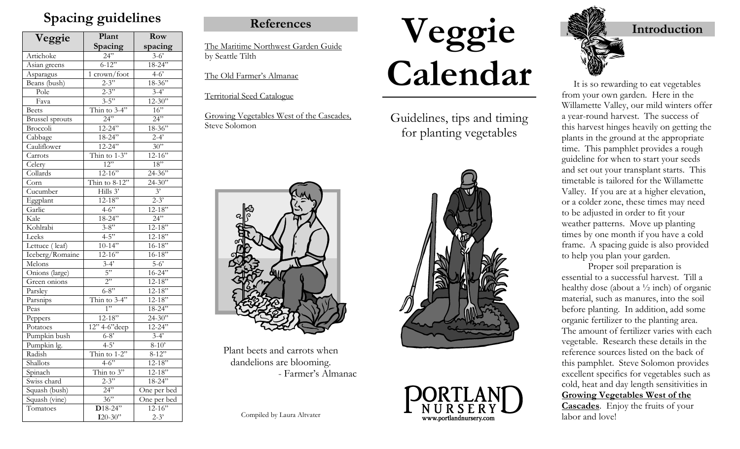## Spacing guidelines

| Veggie | Plant Spacing | Row spacing |
|---|---|---|
| Artichoke | 24" | 3-6' |
| Asian greens | 6-12" | 18-24" |
| Asparagus | 1 crown/foot | 4-6' |
| Beans (bush) | 2-3" | 18-36" |
| Pole | 2-3" | 3-4' |
| Fava | 3-5" | 12-30" |
| Beets | Thin to 3-4" | 16" |
| Brussel sprouts | 24" | 24" |
| Broccoli | 12-24" | 18-36" |
| Cabbage | 18-24" | 2-4' |
| Cauliflower | 12-24" | 30" |
| Carrots | Thin to 1-3" | 12-16" |
| Celery | 12" | 18" |
| Collards | 12-16" | 24-36" |
| Corn | Thin to 8-12" | 24-30" |
| Cucumber | Hills 3' | 3' |
| Eggplant | 12-18" | 2-3' |
| Garlic | 4-6" | 12-18" |
| Kale | 18-24" | 24" |
| Kohlrabi | 3-8" | 12-18" |
| Leeks | 4-5" | 12-18" |
| Lettuce ( leaf) | 10-14" | 16-18" |
| Iceberg/Romaine | 12-16" | 16-18" |
| Melons | 3-4' | 5-6' |
| Onions (large) | 5" | 16-24" |
| Green onions | 2" | 12-18" |
| Parsley | 6-8" | 12-18" |
| Parsnips | Thin to 3-4" | 12-18" |
| Peas | 1" | 18-24" |
| Peppers | 12-18" | 24-30" |
| Potatoes | 12" 4-6"deep | 12-24" |
| Pumpkin bush | 6-8' | 3-4' |
| Pumpkin lg. | 4-5' | 8-10' |
| Radish | Thin to 1-2" | 8-12" |
| Shallots | 4-6" | 12-18" |
| Spinach | Thin to 3" | 12-18" |
| Swiss chard | 2-3" | 18-24" |
| Squash (bush) | 24" | One per bed |
| Squash (vine) | 36" | One per bed |
| Tomatoes | **D**18-24" **I**20-30" | 12-16" 2-3' |

## References

The Maritime Northwest Garden Guide by Seattle Tilth

The Old Farmer's Almanac

Territorial Seed Catalogue

Growing Vegetables West of the Cascades, Steve Solomon

Plant beets and carrots when dandelions are blooming.
- Farmer's Almanac

Compiled by Laura Altvater

# Veggie Calendar

Guidelines, tips and timing for planting vegetables

PORTLAND NURSERY
www.portlandnursery.com

## Introduction

It is so rewarding to eat vegetables from your own garden. Here in the Willamette Valley, our mild winters offer a year-round harvest. The success of this harvest hinges heavily on getting the plants in the ground at the appropriate time. This pamphlet provides a rough guideline for when to start your seeds and set out your transplant starts. This timetable is tailored for the Willamette Valley. If you are at a higher elevation, or a colder zone, these times may need to be adjusted in order to fit your weather patterns. Move up planting times by one month if you have a cold frame. A spacing guide is also provided to help you plan your garden.

Proper soil preparation is essential to a successful harvest. Till a healthy dose (about a ½ inch) of organic material, such as manures, into the soil before planting. In addition, add some organic fertilizer to the planting area. The amount of fertilizer varies with each vegetable. Research these details in the reference sources listed on the back of this pamphlet. Steve Solomon provides excellent specifics for vegetables such as cold, heat and day length sensitivities in **Growing Vegetables West of the Cascades**. Enjoy the fruits of your labor and love!